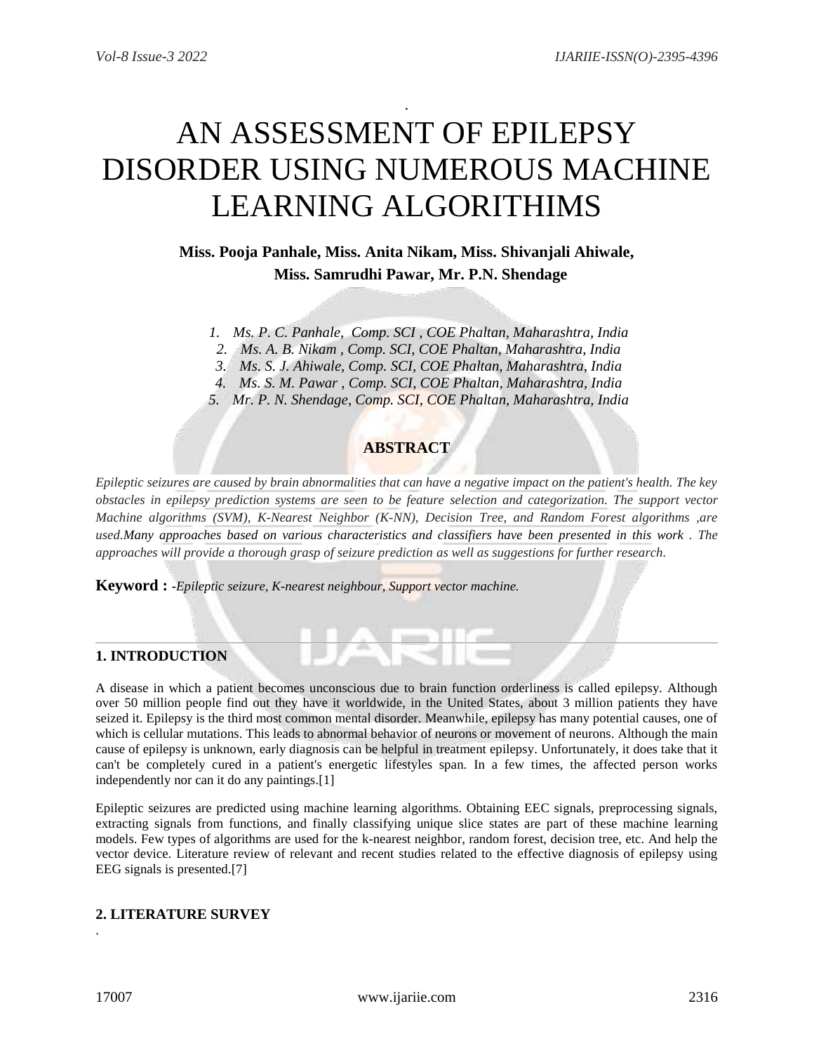# AN ASSESSMENT OF EPILEPSY DISORDER USING NUMEROUS MACHINE LEARNING ALGORITHIMS

**Miss. Pooja Panhale, Miss. Anita Nikam, Miss. Shivanjali Ahiwale, Miss. Samrudhi Pawar, Mr. P.N. Shendage**

1. *Ms. P. C. Panhale, Comp. SCI , COE Phaltan, Maharashtra, India*
2. *Ms. A. B. Nikam , Comp. SCI, COE Phaltan, Maharashtra, India*
3. *Ms. S. J. Ahiwale, Comp. SCI, COE Phaltan, Maharashtra, India*
4. *Ms. S. M. Pawar , Comp. SCI, COE Phaltan, Maharashtra, India*
5. *Mr. P. N. Shendage, Comp. SCI, COE Phaltan, Maharashtra, India*

## ABSTRACT

*Epileptic seizures are caused by brain abnormalities that can have a negative impact on the patient's health. The key obstacles in epilepsy prediction systems are seen to be feature selection and categorization. The support vector Machine algorithms (SVM), K-Nearest Neighbor (K-NN), Decision Tree, and Random Forest algorithms ,are used.Many approaches based on various characteristics and classifiers have been presented in this work . The approaches will provide a thorough grasp of seizure prediction as well as suggestions for further research.*

**Keyword :** *-Epileptic seizure, K-nearest neighbour, Support vector machine.*

## 1. INTRODUCTION

A disease in which a patient becomes unconscious due to brain function orderliness is called epilepsy. Although over 50 million people find out they have it worldwide, in the United States, about 3 million patients they have seized it. Epilepsy is the third most common mental disorder. Meanwhile, epilepsy has many potential causes, one of which is cellular mutations. This leads to abnormal behavior of neurons or movement of neurons. Although the main cause of epilepsy is unknown, early diagnosis can be helpful in treatment epilepsy. Unfortunately, it does take that it can't be completely cured in a patient's energetic lifestyles span. In a few times, the affected person works independently nor can it do any paintings.[1]

Epileptic seizures are predicted using machine learning algorithms. Obtaining EEC signals, preprocessing signals, extracting signals from functions, and finally classifying unique slice states are part of these machine learning models. Few types of algorithms are used for the k-nearest neighbor, random forest, decision tree, etc. And help the vector device. Literature review of relevant and recent studies related to the effective diagnosis of epilepsy using EEG signals is presented.[7]

## 2. LITERATURE SURVEY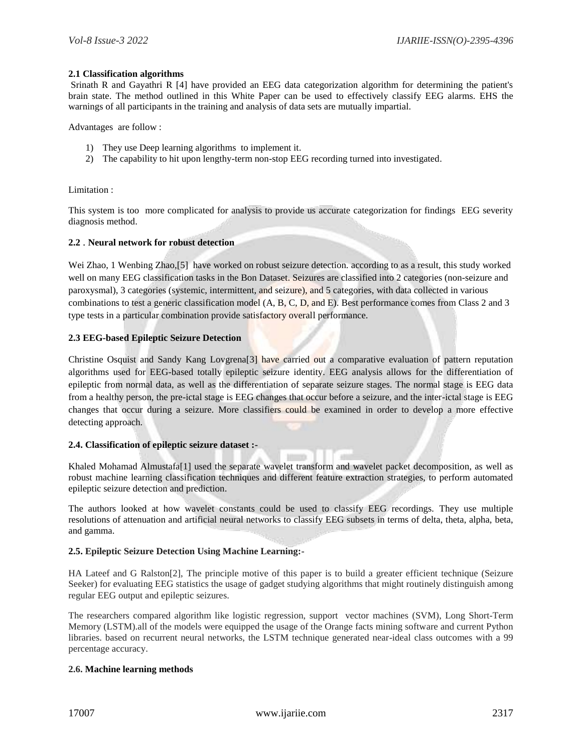### 2.1 Classification algorithms

Srinath R and Gayathri R [4] have provided an EEG data categorization algorithm for determining the patient's brain state. The method outlined in this White Paper can be used to effectively classify EEG alarms. EHS the warnings of all participants in the training and analysis of data sets are mutually impartial.

Advantages are follow :

1) They use Deep learning algorithms to implement it.
2) The capability to hit upon lengthy-term non-stop EEG recording turned into investigated.

Limitation :

This system is too more complicated for analysis to provide us accurate categorization for findings EEG severity diagnosis method.

### 2.2 . Neural network for robust detection

Wei Zhao, 1 Wenbing Zhao,[5] have worked on robust seizure detection. according to as a result, this study worked well on many EEG classification tasks in the Bon Dataset. Seizures are classified into 2 categories (non-seizure and paroxysmal), 3 categories (systemic, intermittent, and seizure), and 5 categories, with data collected in various combinations to test a generic classification model (A, B, C, D, and E). Best performance comes from Class 2 and 3 type tests in a particular combination provide satisfactory overall performance.

### 2.3 EEG-based Epileptic Seizure Detection

Christine Osquist and Sandy Kang Lovgrena[3] have carried out a comparative evaluation of pattern reputation algorithms used for EEG-based totally epileptic seizure identity. EEG analysis allows for the differentiation of epileptic from normal data, as well as the differentiation of separate seizure stages. The normal stage is EEG data from a healthy person, the pre-ictal stage is EEG changes that occur before a seizure, and the inter-ictal stage is EEG changes that occur during a seizure. More classifiers could be examined in order to develop a more effective detecting approach.

### 2.4. Classification of epileptic seizure dataset :-

Khaled Mohamad Almustafa[1] used the separate wavelet transform and wavelet packet decomposition, as well as robust machine learning classification techniques and different feature extraction strategies, to perform automated epileptic seizure detection and prediction.

The authors looked at how wavelet constants could be used to classify EEG recordings. They use multiple resolutions of attenuation and artificial neural networks to classify EEG subsets in terms of delta, theta, alpha, beta, and gamma.

### 2.5. Epileptic Seizure Detection Using Machine Learning:-

HA Lateef and G Ralston[2], The principle motive of this paper is to build a greater efficient technique (Seizure Seeker) for evaluating EEG statistics the usage of gadget studying algorithms that might routinely distinguish among regular EEG output and epileptic seizures.

The researchers compared algorithm like logistic regression, support vector machines (SVM), Long Short-Term Memory (LSTM).all of the models were equipped the usage of the Orange facts mining software and current Python libraries. based on recurrent neural networks, the LSTM technique generated near-ideal class outcomes with a 99 percentage accuracy.

### 2.6. Machine learning methods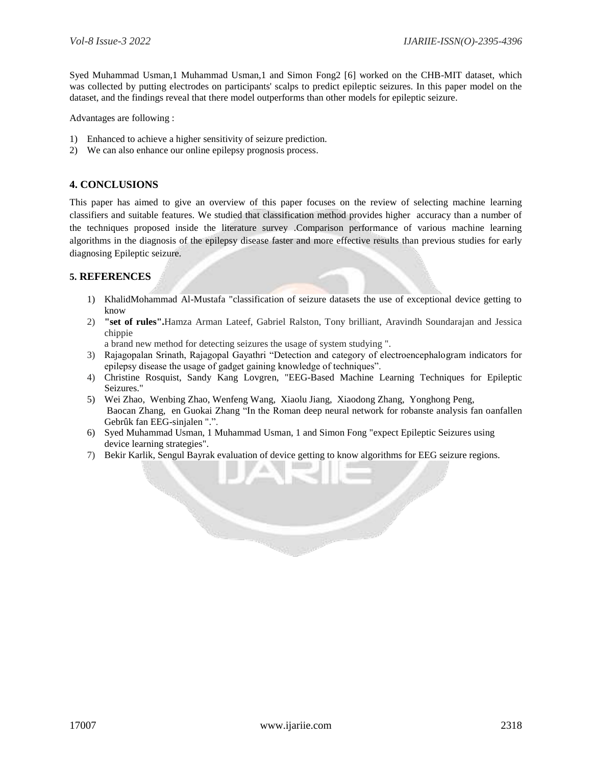Syed Muhammad Usman,1 Muhammad Usman,1 and Simon Fong2 [6] worked on the CHB-MIT dataset, which was collected by putting electrodes on participants' scalps to predict epileptic seizures. In this paper model on the dataset, and the findings reveal that there model outperforms than other models for epileptic seizure.

Advantages are following :

1) Enhanced to achieve a higher sensitivity of seizure prediction.
2) We can also enhance our online epilepsy prognosis process.

## 4. CONCLUSIONS

This paper has aimed to give an overview of this paper focuses on the review of selecting machine learning classifiers and suitable features. We studied that classification method provides higher accuracy than a number of the techniques proposed inside the literature survey .Comparison performance of various machine learning algorithms in the diagnosis of the epilepsy disease faster and more effective results than previous studies for early diagnosing Epileptic seizure.

## 5. REFERENCES

1) KhalidMohammad Al-Mustafa "classification of seizure datasets the use of exceptional device getting to know
2) **"set of rules".**Hamza Arman Lateef, Gabriel Ralston, Tony brilliant, Aravindh Soundarajan and Jessica chippie
   a brand new method for detecting seizures the usage of system studying ".
3) Rajagopalan Srinath, Rajagopal Gayathri "Detection and category of electroencephalogram indicators for epilepsy disease the usage of gadget gaining knowledge of techniques".
4) Christine Rosquist, Sandy Kang Lovgren, "EEG-Based Machine Learning Techniques for Epileptic Seizures."
5) Wei Zhao, Wenbing Zhao, Wenfeng Wang, Xiaolu Jiang, Xiaodong Zhang, Yonghong Peng, Baocan Zhang, en Guokai Zhang "In the Roman deep neural network for robanste analysis fan oanfallen Gebrûk fan EEG-sinjalen ".".
6) Syed Muhammad Usman, 1 Muhammad Usman, 1 and Simon Fong "expect Epileptic Seizures using device learning strategies".
7) Bekir Karlik, Sengul Bayrak evaluation of device getting to know algorithms for EEG seizure regions.